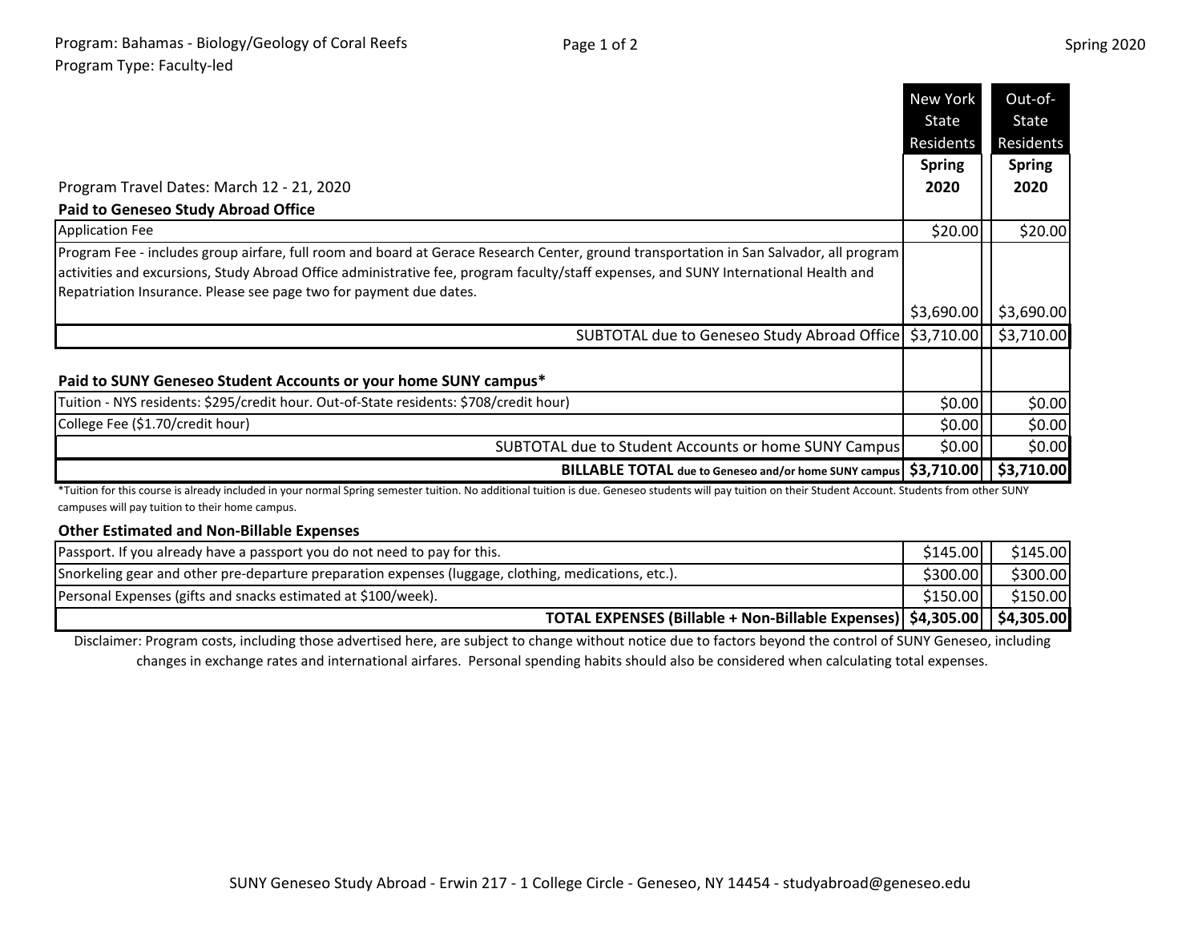Program: Bahamas - Biology/Geology of Coral Reefs
Program Type: Faculty-led

Spring 2020

| Program Travel Dates: March 12 - 21, 2020 | New York State Residents Spring 2020 | Out-of-State Residents Spring 2020 |
|---|---|---|
| **Paid to Geneseo Study Abroad Office** | | |
| Application Fee | $20.00 | $20.00 |
| Program Fee - includes group airfare, full room and board at Gerace Research Center, ground transportation in San Salvador, all program activities and excursions, Study Abroad Office administrative fee, program faculty/staff expenses, and SUNY International Health and Repatriation Insurance. Please see page two for payment due dates. | $3,690.00 | $3,690.00 |
| SUBTOTAL due to Geneseo Study Abroad Office | $3,710.00 | $3,710.00 |
| **Paid to SUNY Geneseo Student Accounts or your home SUNY campus*** | | |
| Tuition - NYS residents: $295/credit hour. Out-of-State residents: $708/credit hour) | $0.00 | $0.00 |
| College Fee ($1.70/credit hour) | $0.00 | $0.00 |
| SUBTOTAL due to Student Accounts or home SUNY Campus | $0.00 | $0.00 |
| **BILLABLE TOTAL due to Geneseo and/or home SUNY campus** | **$3,710.00** | **$3,710.00** |

*Tuition for this course is already included in your normal Spring semester tuition. No additional tuition is due. Geneseo students will pay tuition on their Student Account. Students from other SUNY campuses will pay tuition to their home campus.

| **Other Estimated and Non-Billable Expenses** | | |
|---|---|---|
| Passport. If you already have a passport you do not need to pay for this. | $145.00 | $145.00 |
| Snorkeling gear and other pre-departure preparation expenses (luggage, clothing, medications, etc.). | $300.00 | $300.00 |
| Personal Expenses (gifts and snacks estimated at $100/week). | $150.00 | $150.00 |
| **TOTAL EXPENSES (Billable + Non-Billable Expenses)** | **$4,305.00** | **$4,305.00** |

Disclaimer: Program costs, including those advertised here, are subject to change without notice due to factors beyond the control of SUNY Geneseo, including changes in exchange rates and international airfares. Personal spending habits should also be considered when calculating total expenses.

SUNY Geneseo Study Abroad - Erwin 217 - 1 College Circle - Geneseo, NY 14454 - studyabroad@geneseo.edu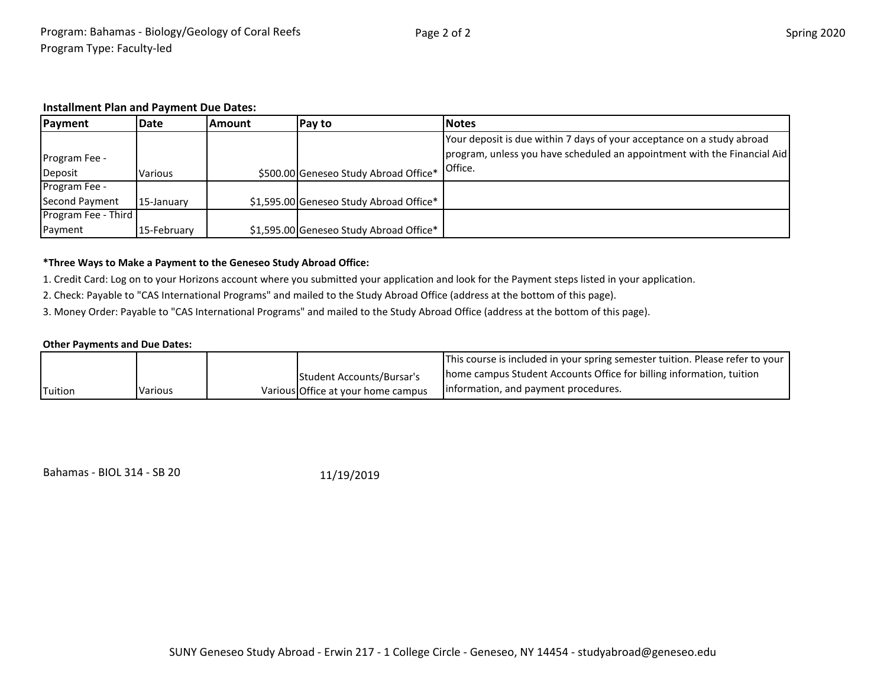**Installment Plan and Payment Due Dates:**

| Payment | Date | Amount | Pay to | Notes |
|---|---|---|---|---|
| Program Fee - Deposit | Various | $500.00 | Geneseo Study Abroad Office* | Your deposit is due within 7 days of your acceptance on a study abroad program, unless you have scheduled an appointment with the Financial Aid Office. |
| Program Fee - Second Payment | 15-January | $1,595.00 | Geneseo Study Abroad Office* | |
| Program Fee - Third Payment | 15-February | $1,595.00 | Geneseo Study Abroad Office* | |

**\*Three Ways to Make a Payment to the Geneseo Study Abroad Office:**

1. Credit Card: Log on to your Horizons account where you submitted your application and look for the Payment steps listed in your application.
2. Check: Payable to "CAS International Programs" and mailed to the Study Abroad Office (address at the bottom of this page).
3. Money Order: Payable to "CAS International Programs" and mailed to the Study Abroad Office (address at the bottom of this page).

**Other Payments and Due Dates:**

| | | | | |
|---|---|---|---|---|
| Tuition | Various | Various | Student Accounts/Bursar's Office at your home campus | This course is included in your spring semester tuition. Please refer to your home campus Student Accounts Office for billing information, tuition information, and payment procedures. |

Bahamas - BIOL 314 - SB 20

11/19/2019

SUNY Geneseo Study Abroad - Erwin 217 - 1 College Circle - Geneseo, NY 14454 - studyabroad@geneseo.edu